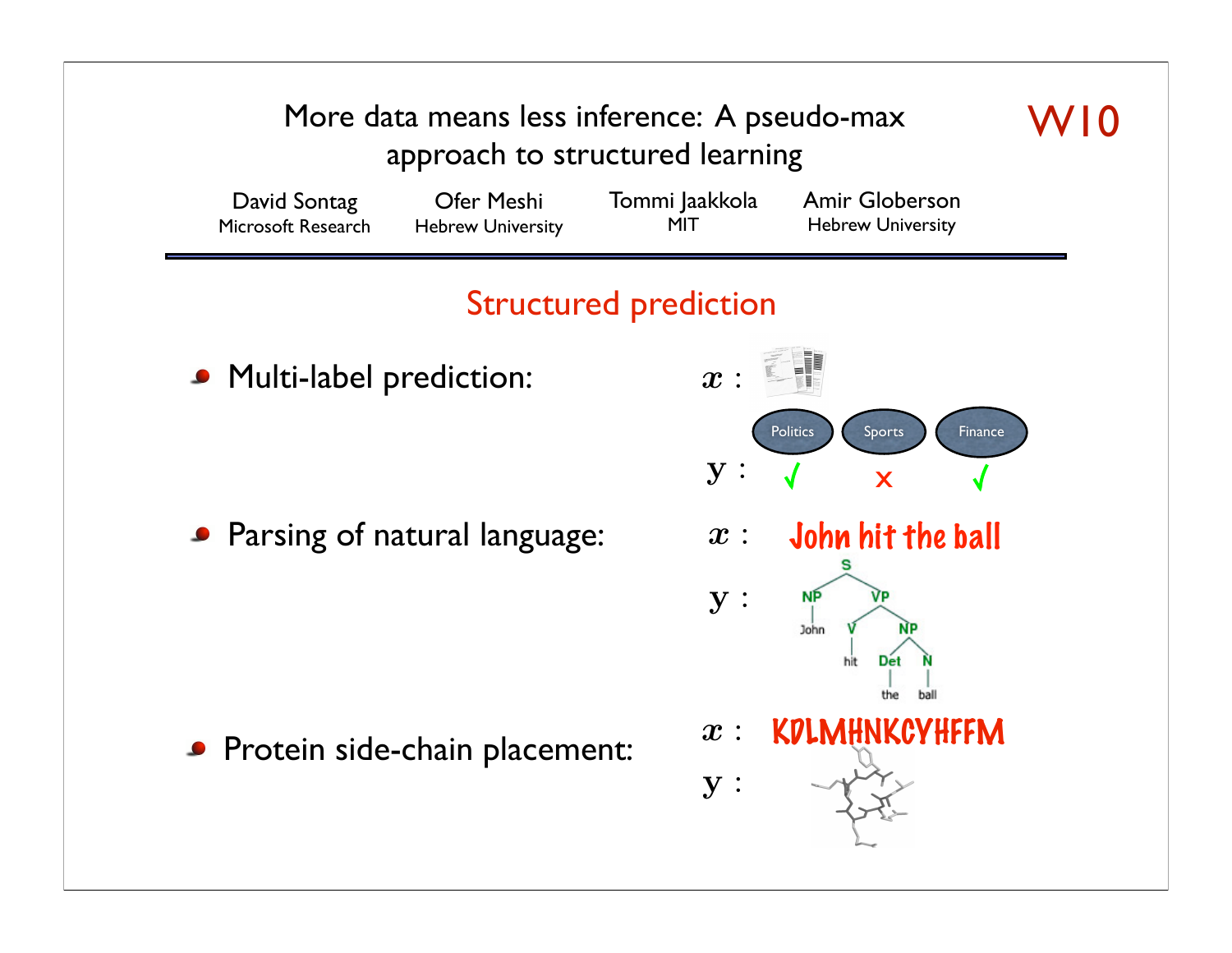# More data means less inference: A pseudo-max approach to structured learning

W10

David Sontag, Microsoft Research
Ofer Meshi, Hebrew University
Tommi Jaakkola, MIT
Amir Globerson, Hebrew University

## Structured prediction

- Multi-label prediction:

  $x$ :

  $\mathbf{y}$ : Politics ✓ Sports x Finance ✓

- Parsing of natural language:

  $x$ : John hit the ball

  $\mathbf{y}$ :

- Protein side-chain placement:

  $x$ : KDLMHNKCYHFFM

  $\mathbf{y}$ :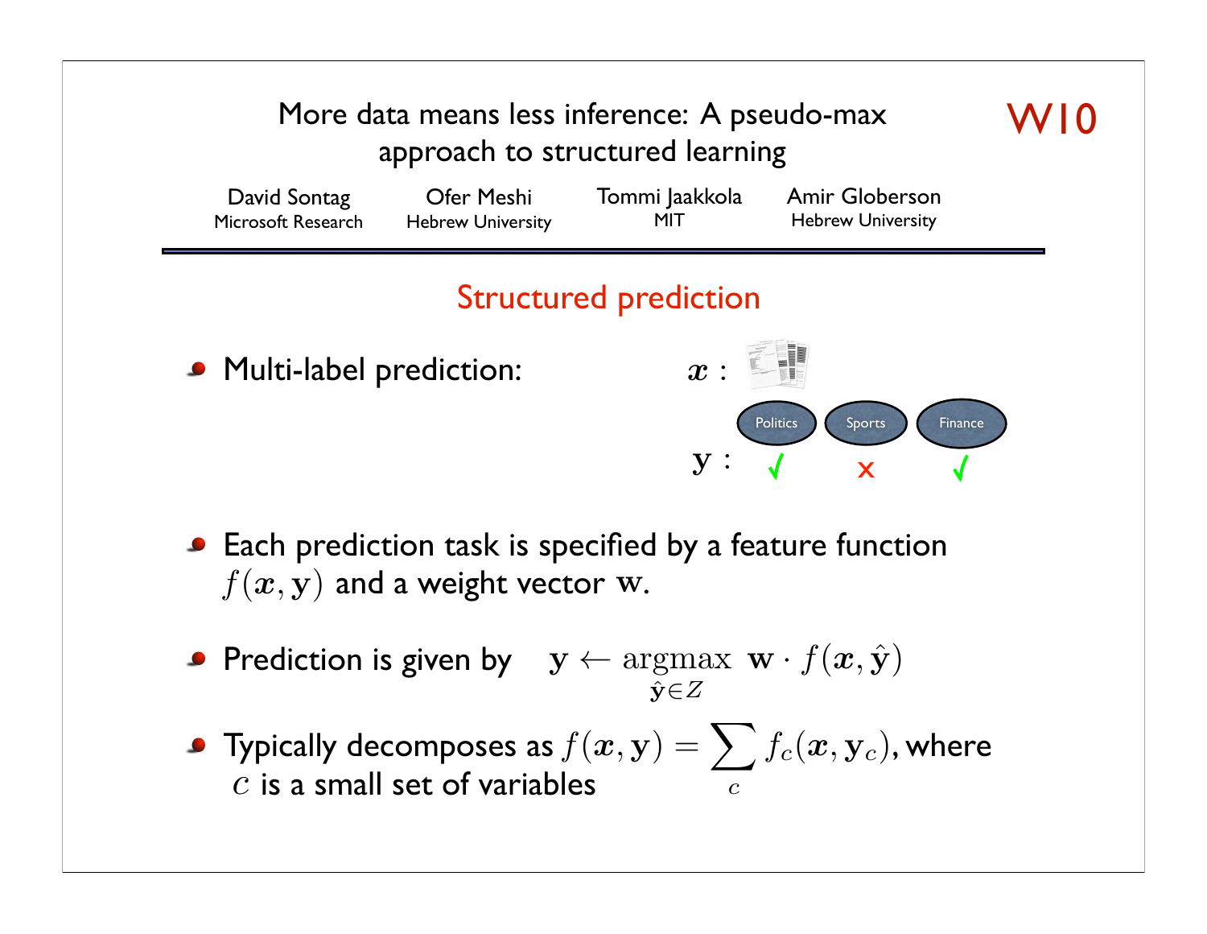# More data means less inference: A pseudo-max approach to structured learning

**W10**

David Sontag, Microsoft Research — Ofer Meshi, Hebrew University — Tommi Jaakkola, MIT — Amir Globerson, Hebrew University

## Structured prediction

- Multi-label prediction:

$\boldsymbol{x}$ :

Politics | Sports | Finance

$\mathbf{y}$ : ✓ ✗ ✓

- Each prediction task is specified by a feature function $f(\boldsymbol{x}, \mathbf{y})$ and a weight vector $\mathbf{w}$.
- Prediction is given by $\mathbf{y} \leftarrow \underset{\hat{\mathbf{y}} \in Z}{\operatorname{argmax}} \ \mathbf{w} \cdot f(\boldsymbol{x}, \hat{\mathbf{y}})$
- Typically decomposes as $f(\boldsymbol{x}, \mathbf{y}) = \sum_{c} f_c(\boldsymbol{x}, \mathbf{y}_c)$, where $c$ is a small set of variables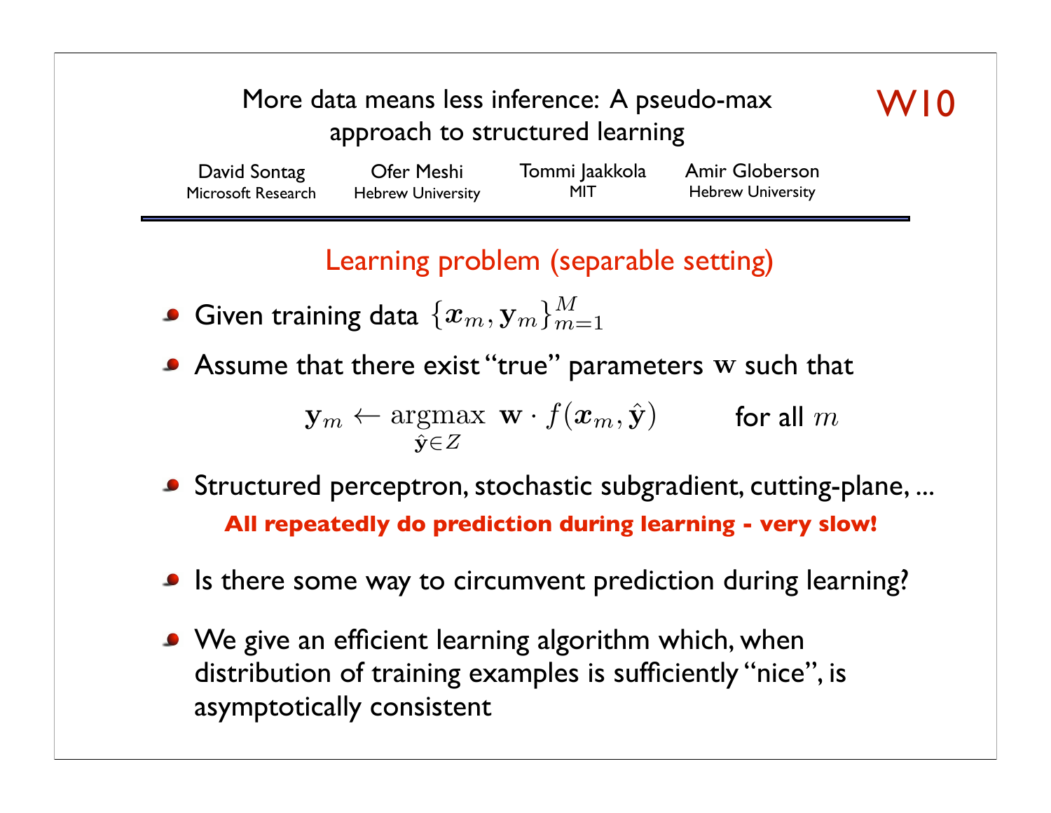# More data means less inference: A pseudo-max approach to structured learning

W10

David Sontag
Microsoft Research

Ofer Meshi
Hebrew University

Tommi Jaakkola
MIT

Amir Globerson
Hebrew University

## Learning problem (separable setting)

- Given training data $\{\boldsymbol{x}_m, \mathbf{y}_m\}_{m=1}^{M}$
- Assume that there exist "true" parameters $\mathbf{w}$ such that

$$\mathbf{y}_m \leftarrow \underset{\hat{\mathbf{y}} \in Z}{\text{argmax}} \ \mathbf{w} \cdot f(\boldsymbol{x}_m, \hat{\mathbf{y}}) \qquad \text{for all } m$$

- Structured perceptron, stochastic subgradient, cutting-plane, ...

  **All repeatedly do prediction during learning - very slow!**

- Is there some way to circumvent prediction during learning?
- We give an efficient learning algorithm which, when distribution of training examples is sufficiently "nice", is asymptotically consistent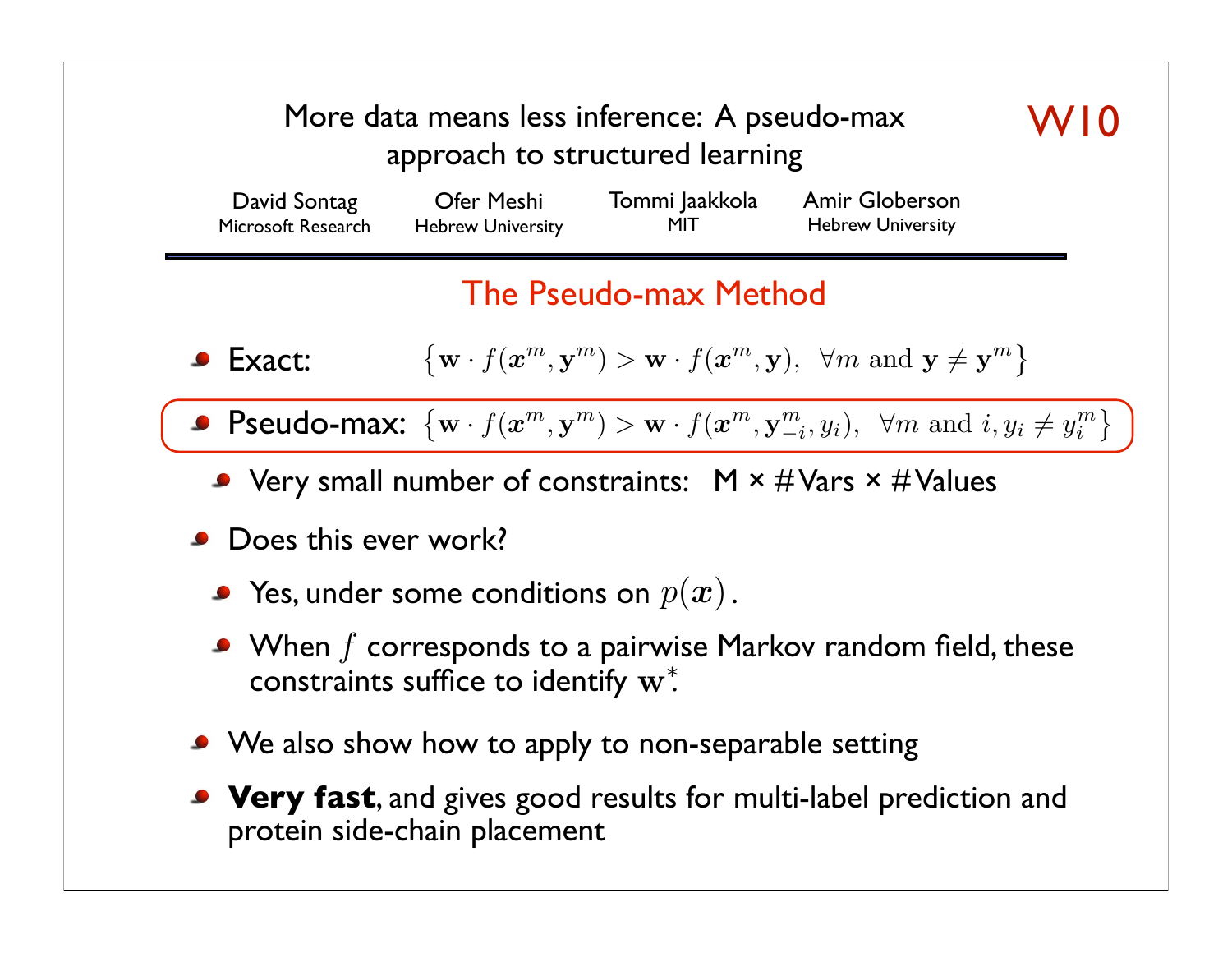# More data means less inference: A pseudo-max approach to structured learning

W10

David Sontag — Microsoft Research
Ofer Meshi — Hebrew University
Tommi Jaakkola — MIT
Amir Globerson — Hebrew University

## The Pseudo-max Method

- Exact: $\{\mathbf{w} \cdot f(\boldsymbol{x}^m, \mathbf{y}^m) > \mathbf{w} \cdot f(\boldsymbol{x}^m, \mathbf{y}), \ \forall m \text{ and } \mathbf{y} \neq \mathbf{y}^m\}$
- Pseudo-max: $\{\mathbf{w} \cdot f(\boldsymbol{x}^m, \mathbf{y}^m) > \mathbf{w} \cdot f(\boldsymbol{x}^m, \mathbf{y}^m_{-i}, y_i), \ \forall m \text{ and } i, y_i \neq y^m_i\}$
  - Very small number of constraints: M × #Vars × #Values
- Does this ever work?
  - Yes, under some conditions on $p(\boldsymbol{x})$.
  - When $f$ corresponds to a pairwise Markov random field, these constraints suffice to identify $\mathbf{w}^*$.
- We also show how to apply to non-separable setting
- **Very fast**, and gives good results for multi-label prediction and protein side-chain placement